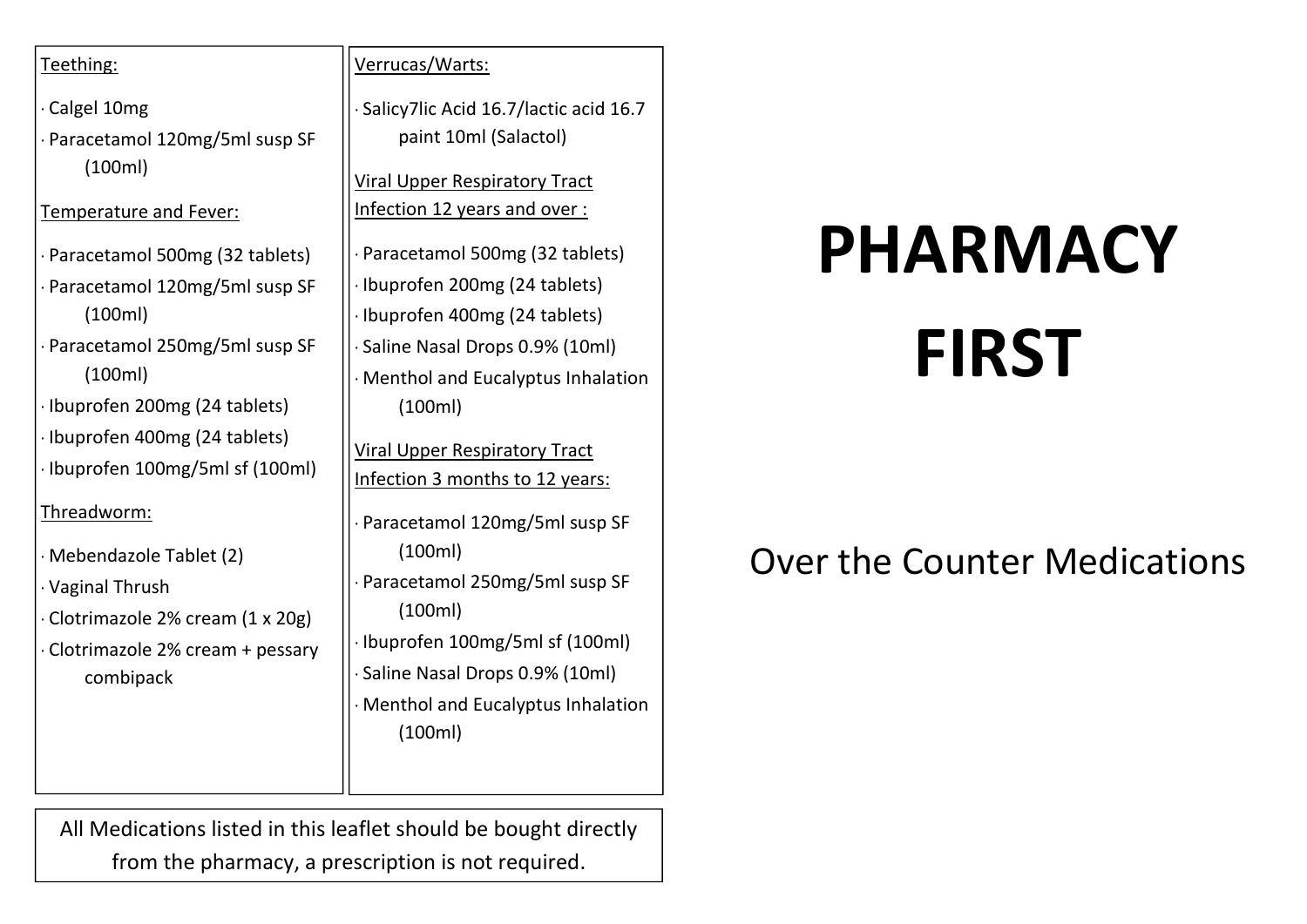# PHARMACY FIRST

## Over the Counter Medications

Teething:

- Calgel 10mg
- Paracetamol 120mg/5ml susp SF (100ml)

Temperature and Fever:

- Paracetamol 500mg (32 tablets)
- Paracetamol 120mg/5ml susp SF (100ml)
- Paracetamol 250mg/5ml susp SF (100ml)
- Ibuprofen 200mg (24 tablets)
- Ibuprofen 400mg (24 tablets)
- Ibuprofen 100mg/5ml sf (100ml)

Threadworm:

- Mebendazole Tablet (2)
- Vaginal Thrush
- Clotrimazole 2% cream (1 x 20g)
- Clotrimazole 2% cream + pessary combipack

Verrucas/Warts:

- Salicy7lic Acid 16.7/lactic acid 16.7 paint 10ml (Salactol)

Viral Upper Respiratory Tract Infection 12 years and over :

- Paracetamol 500mg (32 tablets)
- Ibuprofen 200mg (24 tablets)
- Ibuprofen 400mg (24 tablets)
- Saline Nasal Drops 0.9% (10ml)
- Menthol and Eucalyptus Inhalation (100ml)

Viral Upper Respiratory Tract Infection 3 months to 12 years:

- Paracetamol 120mg/5ml susp SF (100ml)
- Paracetamol 250mg/5ml susp SF (100ml)
- Ibuprofen 100mg/5ml sf (100ml)
- Saline Nasal Drops 0.9% (10ml)
- Menthol and Eucalyptus Inhalation (100ml)

All Medications listed in this leaflet should be bought directly from the pharmacy, a prescription is not required.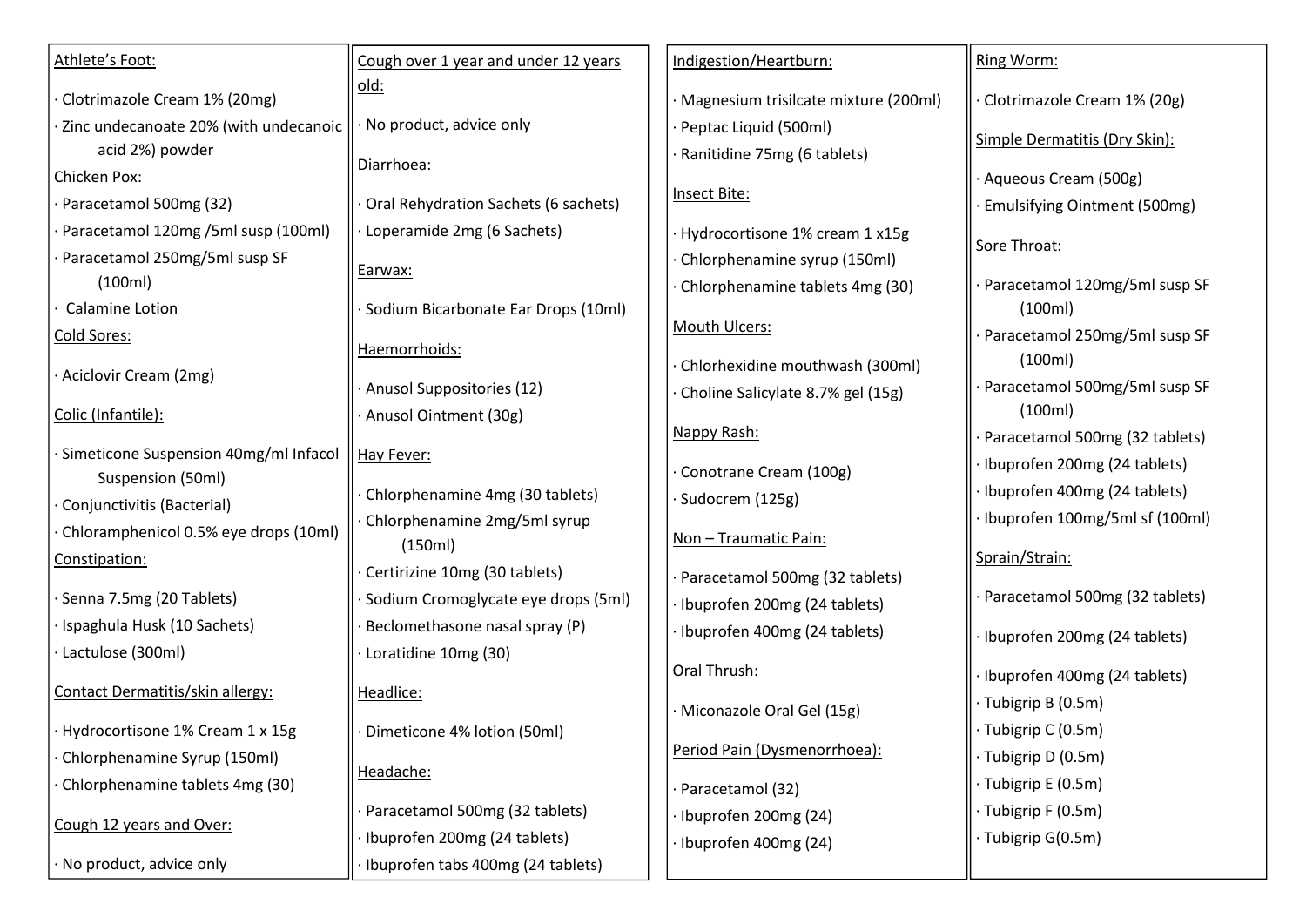Athlete's Foot:

- Clotrimazole Cream 1% (20mg)
- Zinc undecanoate 20% (with undecanoic acid 2%) powder

Chicken Pox:

- Paracetamol 500mg (32)
- Paracetamol 120mg /5ml susp (100ml)
- Paracetamol 250mg/5ml susp SF (100ml)
- Calamine Lotion

Cold Sores:

- Aciclovir Cream (2mg)

Colic (Infantile):

- Simeticone Suspension 40mg/ml Infacol Suspension (50ml)
- Conjunctivitis (Bacterial)
- Chloramphenicol 0.5% eye drops (10ml)

Constipation:

- Senna 7.5mg (20 Tablets)
- Ispaghula Husk (10 Sachets)
- Lactulose (300ml)

Contact Dermatitis/skin allergy:

- Hydrocortisone 1% Cream 1 x 15g
- Chlorphenamine Syrup (150ml)
- Chlorphenamine tablets 4mg (30)

Cough 12 years and Over:

- No product, advice only

Cough over 1 year and under 12 years old:

- No product, advice only

Diarrhoea:

- Oral Rehydration Sachets (6 sachets)
- Loperamide 2mg (6 Sachets)

Earwax:

- Sodium Bicarbonate Ear Drops (10ml)

Haemorrhoids:

- Anusol Suppositories (12)
- Anusol Ointment (30g)

Hay Fever:

- Chlorphenamine 4mg (30 tablets)
- Chlorphenamine 2mg/5ml syrup (150ml)
- Certirizine 10mg (30 tablets)
- Sodium Cromoglycate eye drops (5ml)
- Beclomethasone nasal spray (P)
- Loratidine 10mg (30)

Headlice:

- Dimeticone 4% lotion (50ml)

Headache:

- Paracetamol 500mg (32 tablets)
- Ibuprofen 200mg (24 tablets)
- Ibuprofen tabs 400mg (24 tablets)

Indigestion/Heartburn:

- Magnesium trisilcate mixture (200ml)
- Peptac Liquid (500ml)
- Ranitidine 75mg (6 tablets)

Insect Bite:

- Hydrocortisone 1% cream 1 x15g
- Chlorphenamine syrup (150ml)
- Chlorphenamine tablets 4mg (30)

Mouth Ulcers:

- Chlorhexidine mouthwash (300ml)
- Choline Salicylate 8.7% gel (15g)

Nappy Rash:

- Conotrane Cream (100g)
- Sudocrem (125g)

Non – Traumatic Pain:

- Paracetamol 500mg (32 tablets)
- Ibuprofen 200mg (24 tablets)
- Ibuprofen 400mg (24 tablets)

Oral Thrush:

- Miconazole Oral Gel (15g)

Period Pain (Dysmenorrhoea):

- Paracetamol (32)
- Ibuprofen 200mg (24)
- Ibuprofen 400mg (24)

Ring Worm:

- Clotrimazole Cream 1% (20g)

Simple Dermatitis (Dry Skin):

- Aqueous Cream (500g)
- Emulsifying Ointment (500mg)

Sore Throat:

- Paracetamol 120mg/5ml susp SF (100ml)
- Paracetamol 250mg/5ml susp SF (100ml)
- Paracetamol 500mg/5ml susp SF (100ml)
- Paracetamol 500mg (32 tablets)
- Ibuprofen 200mg (24 tablets)
- Ibuprofen 400mg (24 tablets)
- Ibuprofen 100mg/5ml sf (100ml)

Sprain/Strain:

- Paracetamol 500mg (32 tablets)
- Ibuprofen 200mg (24 tablets)
- Ibuprofen 400mg (24 tablets)
- Tubigrip B (0.5m)
- Tubigrip C (0.5m)
- Tubigrip D (0.5m)
- Tubigrip E (0.5m)
- Tubigrip F (0.5m)
- Tubigrip G(0.5m)